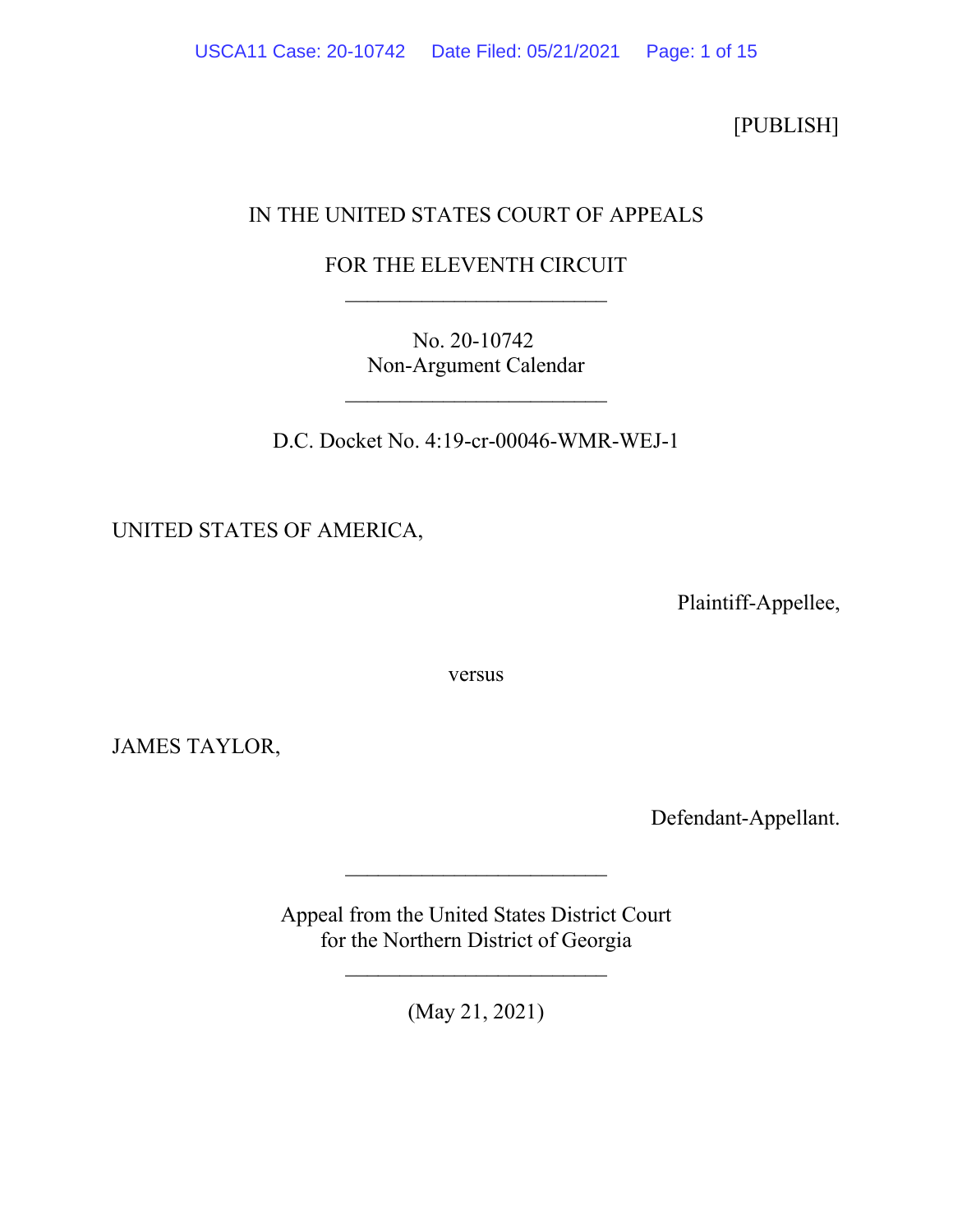[PUBLISH]

IN THE UNITED STATES COURT OF APPEALS

FOR THE ELEVENTH CIRCUIT

________________________

No. 20-10742
Non-Argument Calendar

________________________

D.C. Docket No. 4:19-cr-00046-WMR-WEJ-1

UNITED STATES OF AMERICA,

Plaintiff-Appellee,

versus

JAMES TAYLOR,

Defendant-Appellant.

________________________

Appeal from the United States District Court
for the Northern District of Georgia

________________________

(May 21, 2021)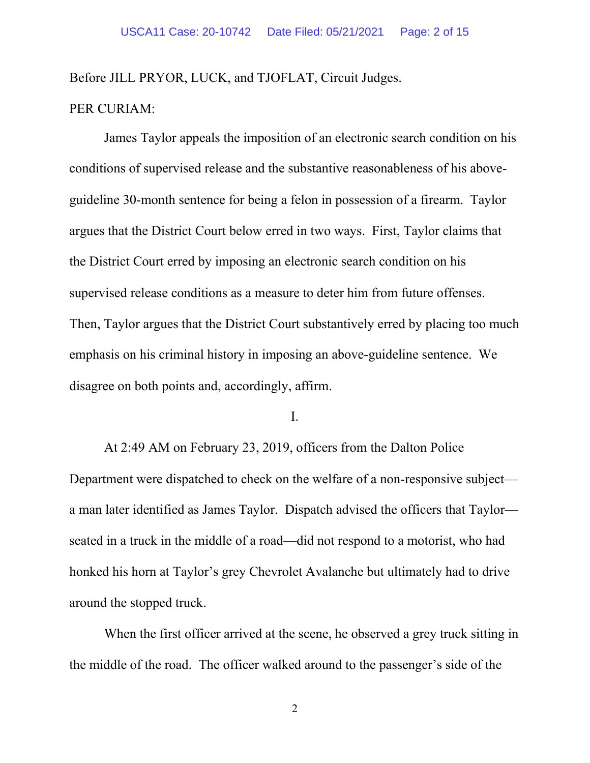Before JILL PRYOR, LUCK, and TJOFLAT, Circuit Judges.

PER CURIAM:

James Taylor appeals the imposition of an electronic search condition on his conditions of supervised release and the substantive reasonableness of his above-guideline 30-month sentence for being a felon in possession of a firearm. Taylor argues that the District Court below erred in two ways. First, Taylor claims that the District Court erred by imposing an electronic search condition on his supervised release conditions as a measure to deter him from future offenses. Then, Taylor argues that the District Court substantively erred by placing too much emphasis on his criminal history in imposing an above-guideline sentence. We disagree on both points and, accordingly, affirm.

I.

At 2:49 AM on February 23, 2019, officers from the Dalton Police Department were dispatched to check on the welfare of a non-responsive subject—a man later identified as James Taylor. Dispatch advised the officers that Taylor—seated in a truck in the middle of a road—did not respond to a motorist, who had honked his horn at Taylor's grey Chevrolet Avalanche but ultimately had to drive around the stopped truck.

When the first officer arrived at the scene, he observed a grey truck sitting in the middle of the road. The officer walked around to the passenger's side of the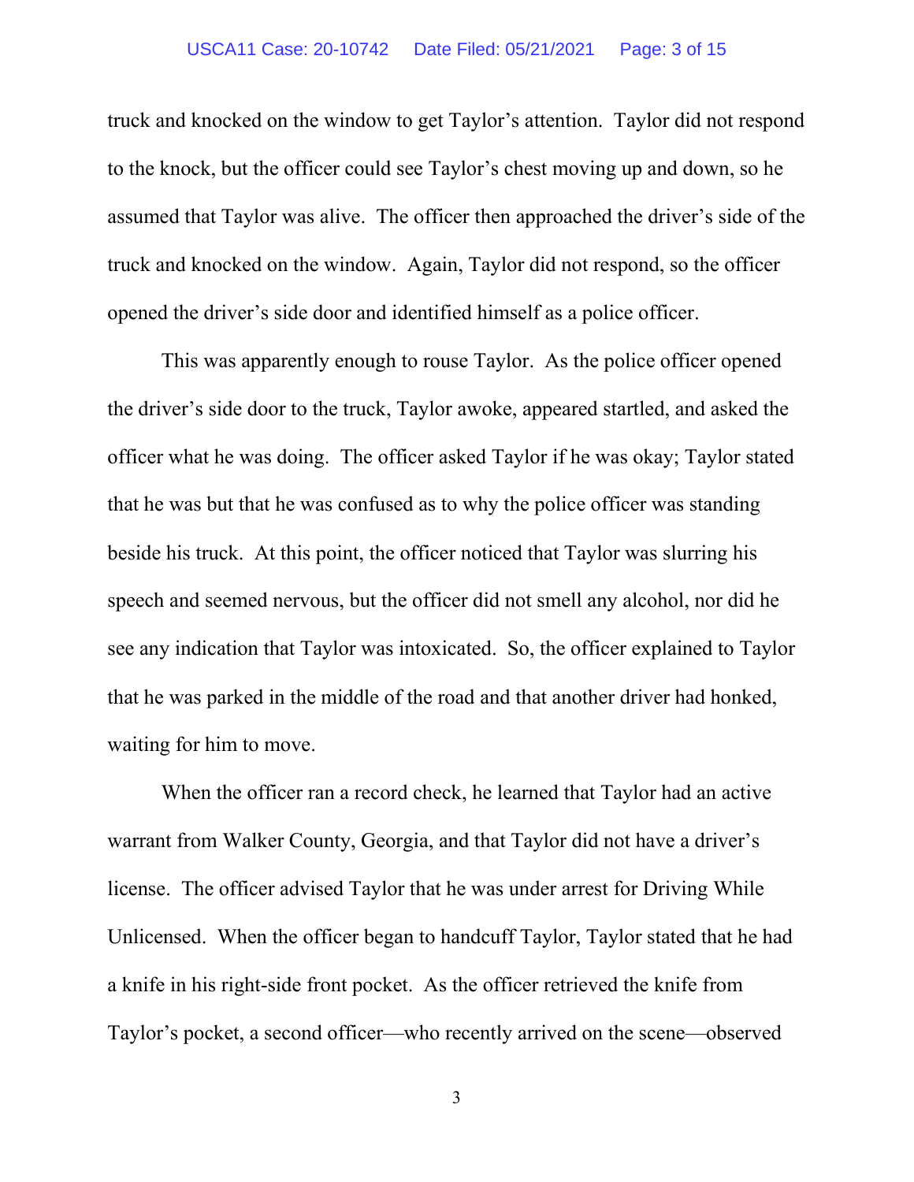truck and knocked on the window to get Taylor's attention. Taylor did not respond to the knock, but the officer could see Taylor's chest moving up and down, so he assumed that Taylor was alive. The officer then approached the driver's side of the truck and knocked on the window. Again, Taylor did not respond, so the officer opened the driver's side door and identified himself as a police officer.

This was apparently enough to rouse Taylor. As the police officer opened the driver's side door to the truck, Taylor awoke, appeared startled, and asked the officer what he was doing. The officer asked Taylor if he was okay; Taylor stated that he was but that he was confused as to why the police officer was standing beside his truck. At this point, the officer noticed that Taylor was slurring his speech and seemed nervous, but the officer did not smell any alcohol, nor did he see any indication that Taylor was intoxicated. So, the officer explained to Taylor that he was parked in the middle of the road and that another driver had honked, waiting for him to move.

When the officer ran a record check, he learned that Taylor had an active warrant from Walker County, Georgia, and that Taylor did not have a driver's license. The officer advised Taylor that he was under arrest for Driving While Unlicensed. When the officer began to handcuff Taylor, Taylor stated that he had a knife in his right-side front pocket. As the officer retrieved the knife from Taylor's pocket, a second officer—who recently arrived on the scene—observed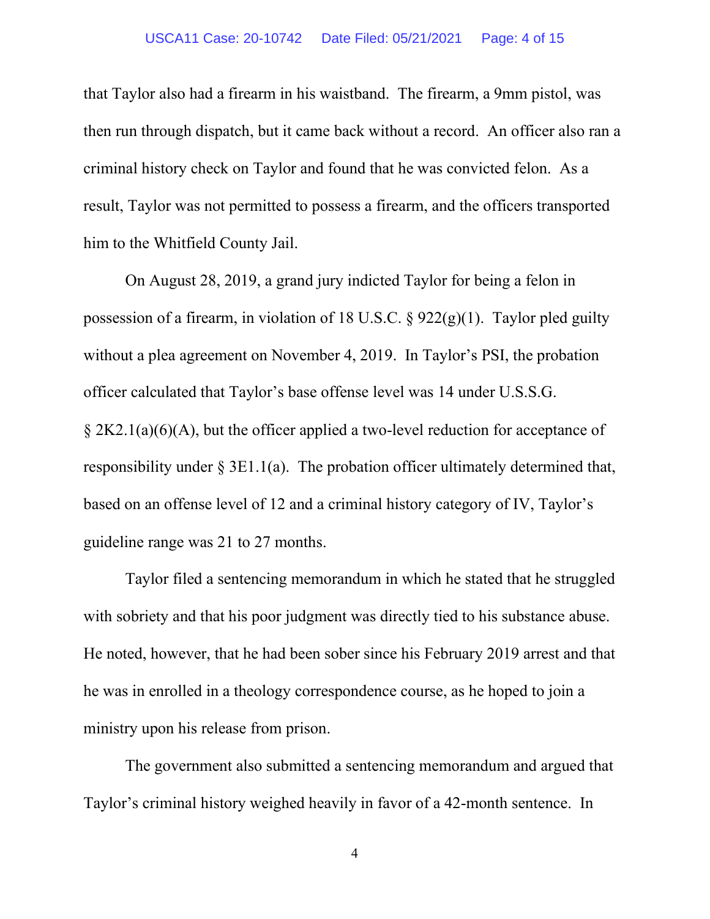that Taylor also had a firearm in his waistband. The firearm, a 9mm pistol, was then run through dispatch, but it came back without a record. An officer also ran a criminal history check on Taylor and found that he was convicted felon. As a result, Taylor was not permitted to possess a firearm, and the officers transported him to the Whitfield County Jail.

On August 28, 2019, a grand jury indicted Taylor for being a felon in possession of a firearm, in violation of 18 U.S.C. § 922(g)(1). Taylor pled guilty without a plea agreement on November 4, 2019. In Taylor's PSI, the probation officer calculated that Taylor's base offense level was 14 under U.S.S.G. § 2K2.1(a)(6)(A), but the officer applied a two-level reduction for acceptance of responsibility under § 3E1.1(a). The probation officer ultimately determined that, based on an offense level of 12 and a criminal history category of IV, Taylor's guideline range was 21 to 27 months.

Taylor filed a sentencing memorandum in which he stated that he struggled with sobriety and that his poor judgment was directly tied to his substance abuse. He noted, however, that he had been sober since his February 2019 arrest and that he was in enrolled in a theology correspondence course, as he hoped to join a ministry upon his release from prison.

The government also submitted a sentencing memorandum and argued that Taylor's criminal history weighed heavily in favor of a 42-month sentence. In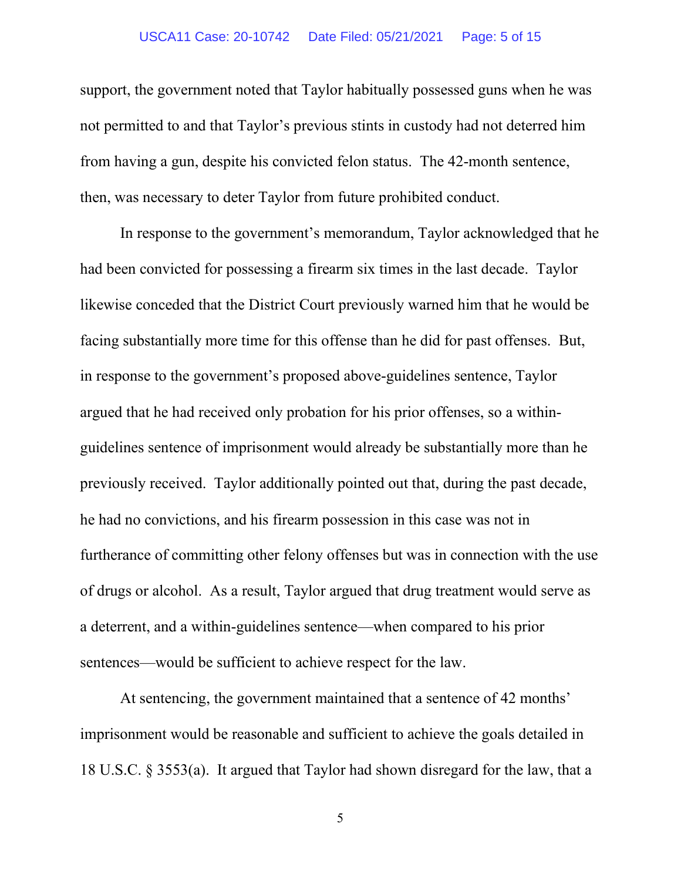support, the government noted that Taylor habitually possessed guns when he was not permitted to and that Taylor's previous stints in custody had not deterred him from having a gun, despite his convicted felon status. The 42-month sentence, then, was necessary to deter Taylor from future prohibited conduct.

In response to the government's memorandum, Taylor acknowledged that he had been convicted for possessing a firearm six times in the last decade. Taylor likewise conceded that the District Court previously warned him that he would be facing substantially more time for this offense than he did for past offenses. But, in response to the government's proposed above-guidelines sentence, Taylor argued that he had received only probation for his prior offenses, so a within-guidelines sentence of imprisonment would already be substantially more than he previously received. Taylor additionally pointed out that, during the past decade, he had no convictions, and his firearm possession in this case was not in furtherance of committing other felony offenses but was in connection with the use of drugs or alcohol. As a result, Taylor argued that drug treatment would serve as a deterrent, and a within-guidelines sentence—when compared to his prior sentences—would be sufficient to achieve respect for the law.

At sentencing, the government maintained that a sentence of 42 months' imprisonment would be reasonable and sufficient to achieve the goals detailed in 18 U.S.C. § 3553(a). It argued that Taylor had shown disregard for the law, that a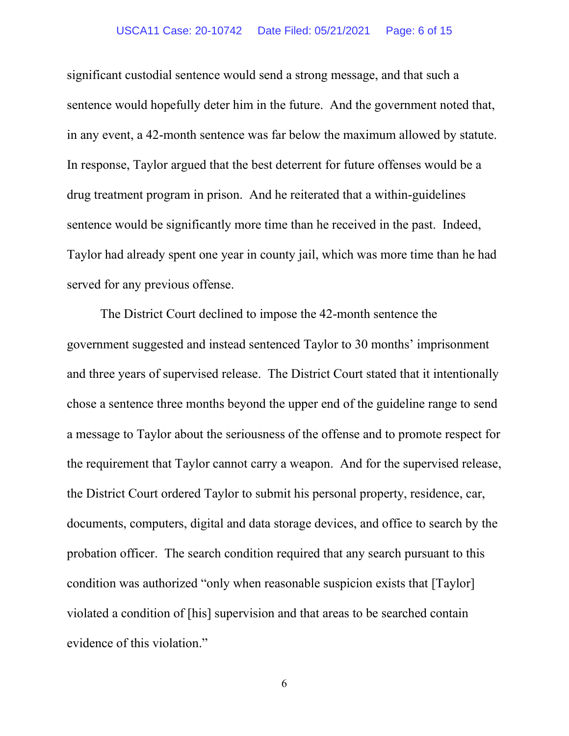significant custodial sentence would send a strong message, and that such a sentence would hopefully deter him in the future. And the government noted that, in any event, a 42-month sentence was far below the maximum allowed by statute. In response, Taylor argued that the best deterrent for future offenses would be a drug treatment program in prison. And he reiterated that a within-guidelines sentence would be significantly more time than he received in the past. Indeed, Taylor had already spent one year in county jail, which was more time than he had served for any previous offense.

The District Court declined to impose the 42-month sentence the government suggested and instead sentenced Taylor to 30 months' imprisonment and three years of supervised release. The District Court stated that it intentionally chose a sentence three months beyond the upper end of the guideline range to send a message to Taylor about the seriousness of the offense and to promote respect for the requirement that Taylor cannot carry a weapon. And for the supervised release, the District Court ordered Taylor to submit his personal property, residence, car, documents, computers, digital and data storage devices, and office to search by the probation officer. The search condition required that any search pursuant to this condition was authorized "only when reasonable suspicion exists that [Taylor] violated a condition of [his] supervision and that areas to be searched contain evidence of this violation."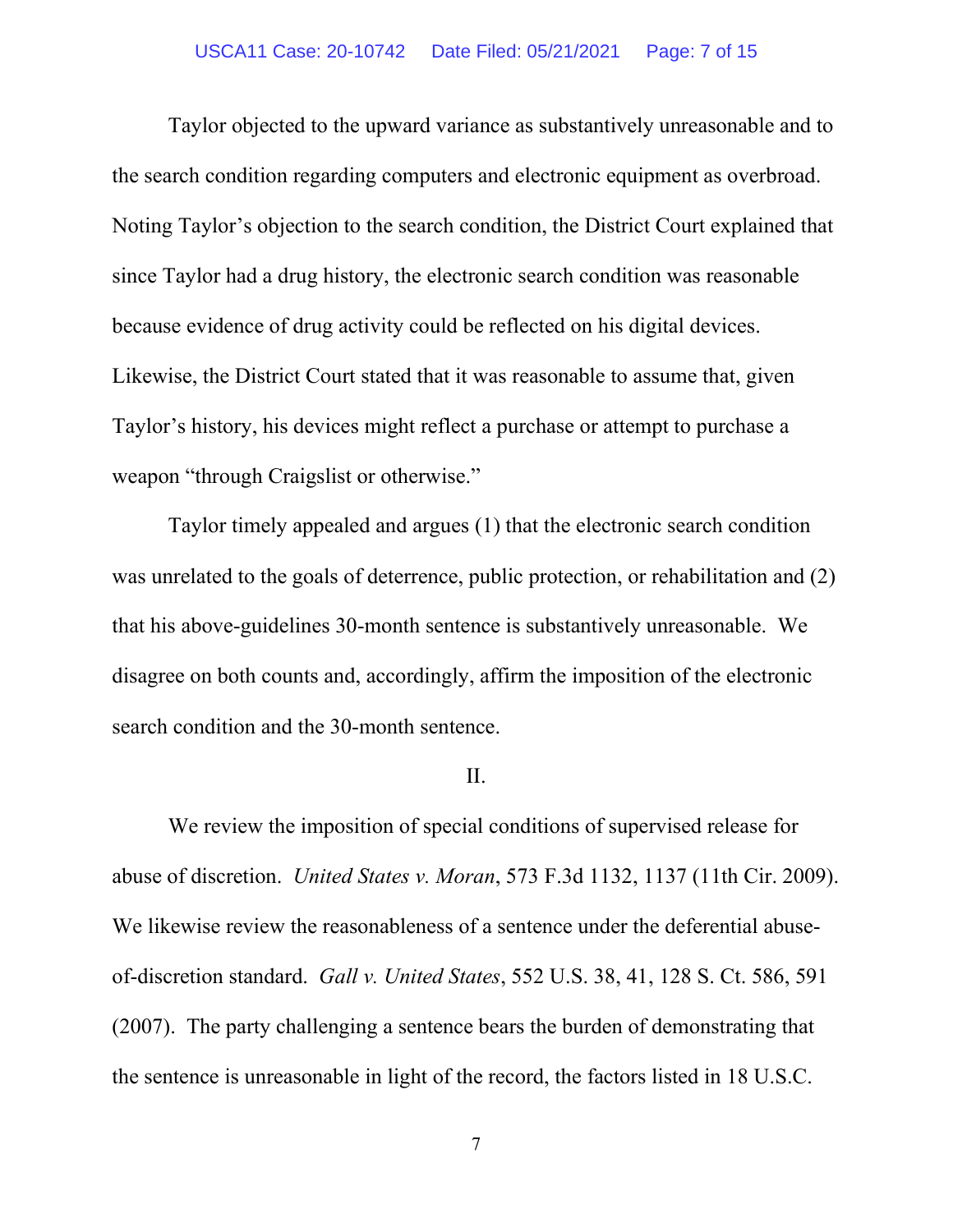Taylor objected to the upward variance as substantively unreasonable and to the search condition regarding computers and electronic equipment as overbroad. Noting Taylor's objection to the search condition, the District Court explained that since Taylor had a drug history, the electronic search condition was reasonable because evidence of drug activity could be reflected on his digital devices. Likewise, the District Court stated that it was reasonable to assume that, given Taylor's history, his devices might reflect a purchase or attempt to purchase a weapon "through Craigslist or otherwise."

Taylor timely appealed and argues (1) that the electronic search condition was unrelated to the goals of deterrence, public protection, or rehabilitation and (2) that his above-guidelines 30-month sentence is substantively unreasonable. We disagree on both counts and, accordingly, affirm the imposition of the electronic search condition and the 30-month sentence.

II.

We review the imposition of special conditions of supervised release for abuse of discretion. *United States v. Moran*, 573 F.3d 1132, 1137 (11th Cir. 2009). We likewise review the reasonableness of a sentence under the deferential abuse-of-discretion standard. *Gall v. United States*, 552 U.S. 38, 41, 128 S. Ct. 586, 591 (2007). The party challenging a sentence bears the burden of demonstrating that the sentence is unreasonable in light of the record, the factors listed in 18 U.S.C.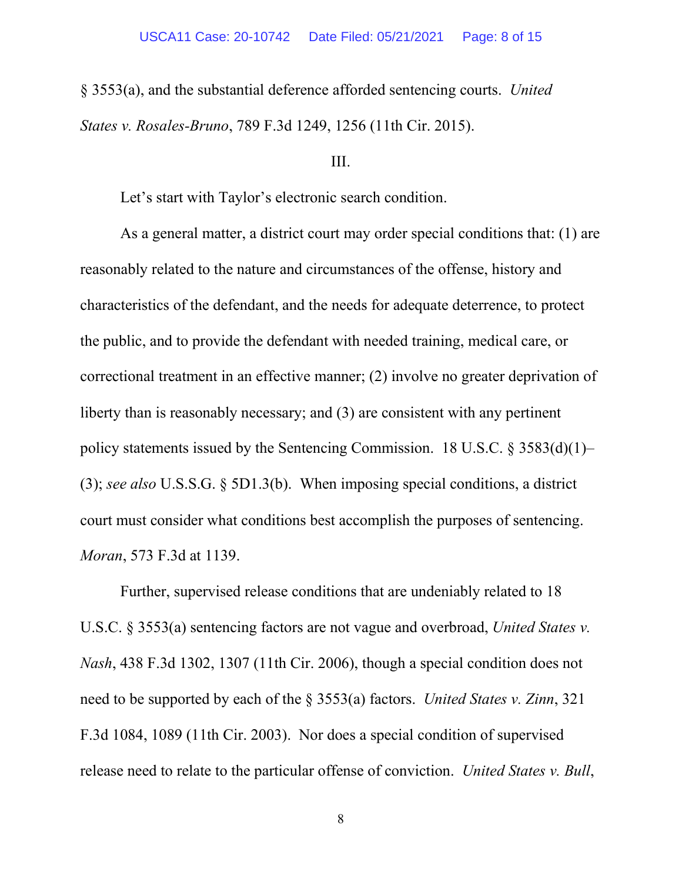§ 3553(a), and the substantial deference afforded sentencing courts. *United States v. Rosales-Bruno*, 789 F.3d 1249, 1256 (11th Cir. 2015).

III.

Let's start with Taylor's electronic search condition.

As a general matter, a district court may order special conditions that: (1) are reasonably related to the nature and circumstances of the offense, history and characteristics of the defendant, and the needs for adequate deterrence, to protect the public, and to provide the defendant with needed training, medical care, or correctional treatment in an effective manner; (2) involve no greater deprivation of liberty than is reasonably necessary; and (3) are consistent with any pertinent policy statements issued by the Sentencing Commission. 18 U.S.C. § 3583(d)(1)–(3); *see also* U.S.S.G. § 5D1.3(b). When imposing special conditions, a district court must consider what conditions best accomplish the purposes of sentencing. *Moran*, 573 F.3d at 1139.

Further, supervised release conditions that are undeniably related to 18 U.S.C. § 3553(a) sentencing factors are not vague and overbroad, *United States v. Nash*, 438 F.3d 1302, 1307 (11th Cir. 2006), though a special condition does not need to be supported by each of the § 3553(a) factors. *United States v. Zinn*, 321 F.3d 1084, 1089 (11th Cir. 2003). Nor does a special condition of supervised release need to relate to the particular offense of conviction. *United States v. Bull*,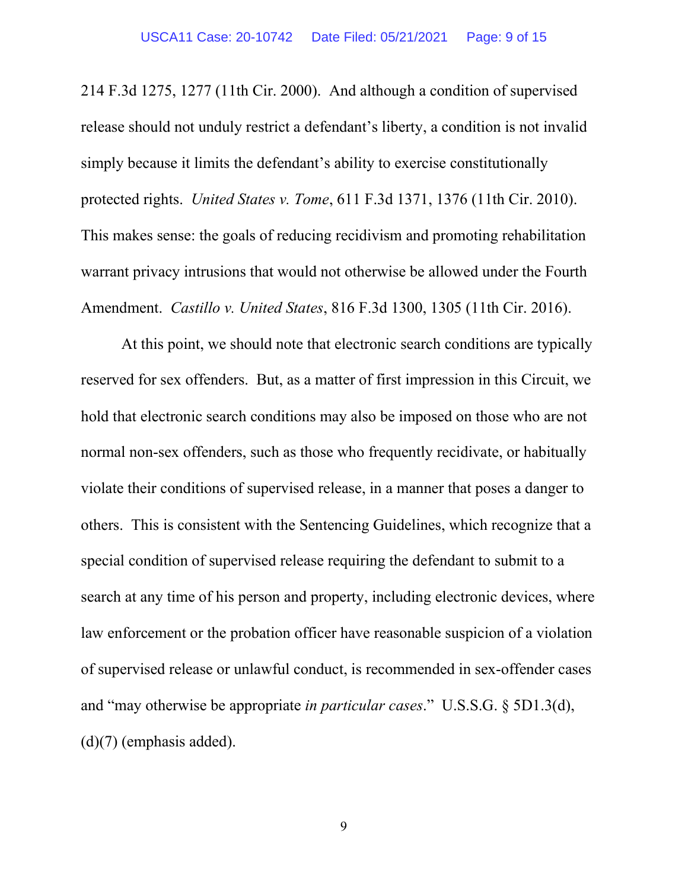214 F.3d 1275, 1277 (11th Cir. 2000). And although a condition of supervised release should not unduly restrict a defendant's liberty, a condition is not invalid simply because it limits the defendant's ability to exercise constitutionally protected rights. *United States v. Tome*, 611 F.3d 1371, 1376 (11th Cir. 2010). This makes sense: the goals of reducing recidivism and promoting rehabilitation warrant privacy intrusions that would not otherwise be allowed under the Fourth Amendment. *Castillo v. United States*, 816 F.3d 1300, 1305 (11th Cir. 2016).

At this point, we should note that electronic search conditions are typically reserved for sex offenders. But, as a matter of first impression in this Circuit, we hold that electronic search conditions may also be imposed on those who are not normal non-sex offenders, such as those who frequently recidivate, or habitually violate their conditions of supervised release, in a manner that poses a danger to others. This is consistent with the Sentencing Guidelines, which recognize that a special condition of supervised release requiring the defendant to submit to a search at any time of his person and property, including electronic devices, where law enforcement or the probation officer have reasonable suspicion of a violation of supervised release or unlawful conduct, is recommended in sex-offender cases and "may otherwise be appropriate *in particular cases*." U.S.S.G. § 5D1.3(d), (d)(7) (emphasis added).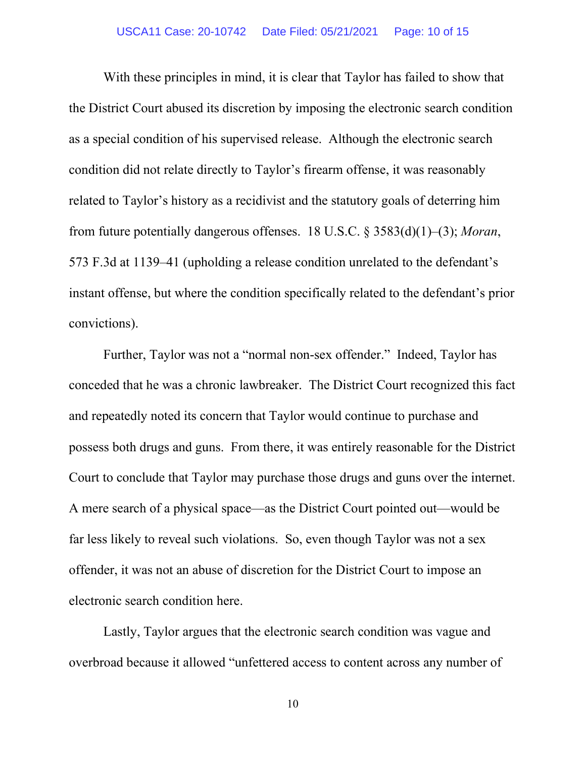With these principles in mind, it is clear that Taylor has failed to show that the District Court abused its discretion by imposing the electronic search condition as a special condition of his supervised release. Although the electronic search condition did not relate directly to Taylor's firearm offense, it was reasonably related to Taylor's history as a recidivist and the statutory goals of deterring him from future potentially dangerous offenses. 18 U.S.C. § 3583(d)(1)–(3); *Moran*, 573 F.3d at 1139–41 (upholding a release condition unrelated to the defendant's instant offense, but where the condition specifically related to the defendant's prior convictions).

Further, Taylor was not a "normal non-sex offender." Indeed, Taylor has conceded that he was a chronic lawbreaker. The District Court recognized this fact and repeatedly noted its concern that Taylor would continue to purchase and possess both drugs and guns. From there, it was entirely reasonable for the District Court to conclude that Taylor may purchase those drugs and guns over the internet. A mere search of a physical space—as the District Court pointed out—would be far less likely to reveal such violations. So, even though Taylor was not a sex offender, it was not an abuse of discretion for the District Court to impose an electronic search condition here.

Lastly, Taylor argues that the electronic search condition was vague and overbroad because it allowed "unfettered access to content across any number of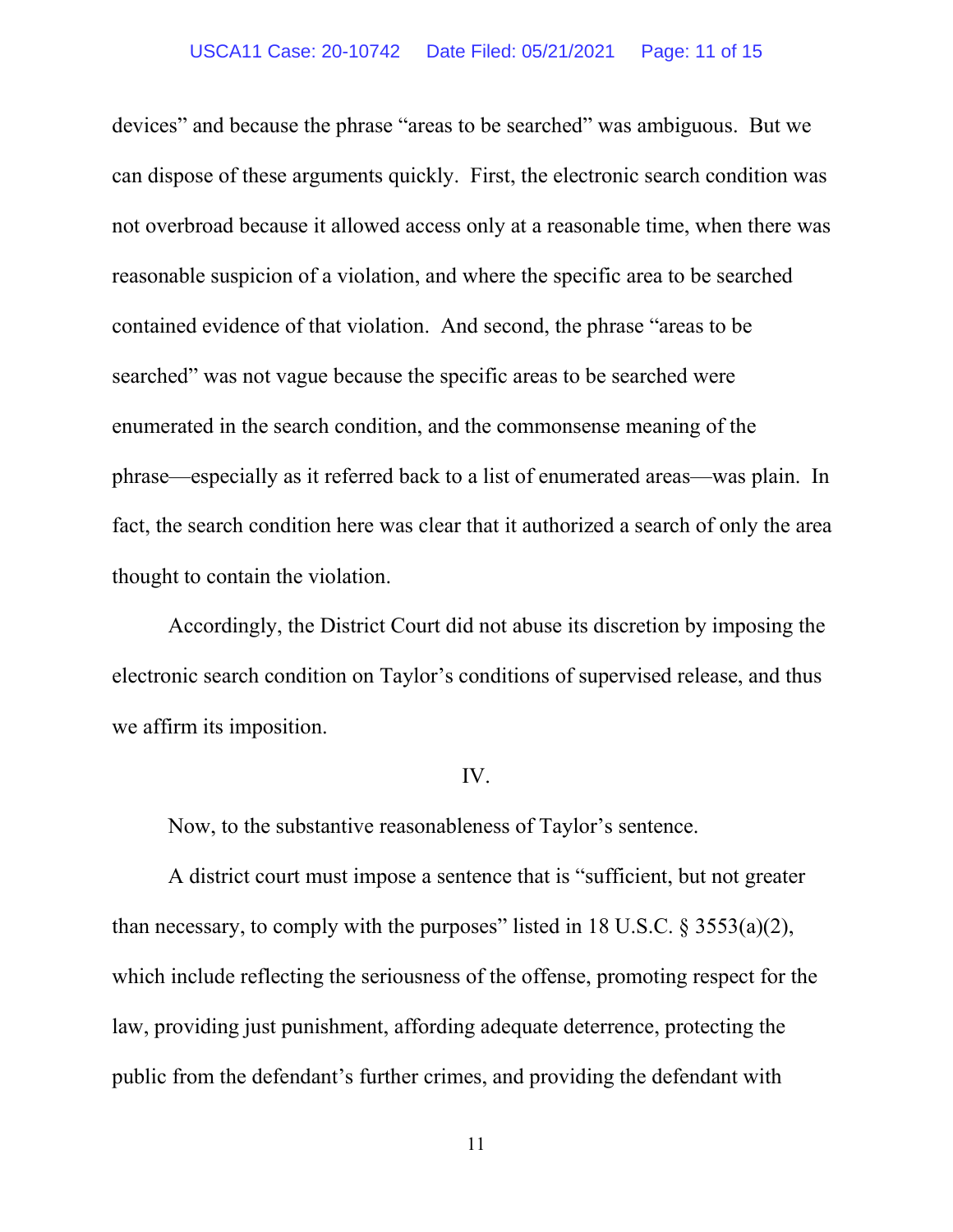devices" and because the phrase "areas to be searched" was ambiguous. But we can dispose of these arguments quickly. First, the electronic search condition was not overbroad because it allowed access only at a reasonable time, when there was reasonable suspicion of a violation, and where the specific area to be searched contained evidence of that violation. And second, the phrase "areas to be searched" was not vague because the specific areas to be searched were enumerated in the search condition, and the commonsense meaning of the phrase—especially as it referred back to a list of enumerated areas—was plain. In fact, the search condition here was clear that it authorized a search of only the area thought to contain the violation.

Accordingly, the District Court did not abuse its discretion by imposing the electronic search condition on Taylor's conditions of supervised release, and thus we affirm its imposition.

## IV.

Now, to the substantive reasonableness of Taylor's sentence.

A district court must impose a sentence that is "sufficient, but not greater than necessary, to comply with the purposes" listed in 18 U.S.C. § 3553(a)(2), which include reflecting the seriousness of the offense, promoting respect for the law, providing just punishment, affording adequate deterrence, protecting the public from the defendant's further crimes, and providing the defendant with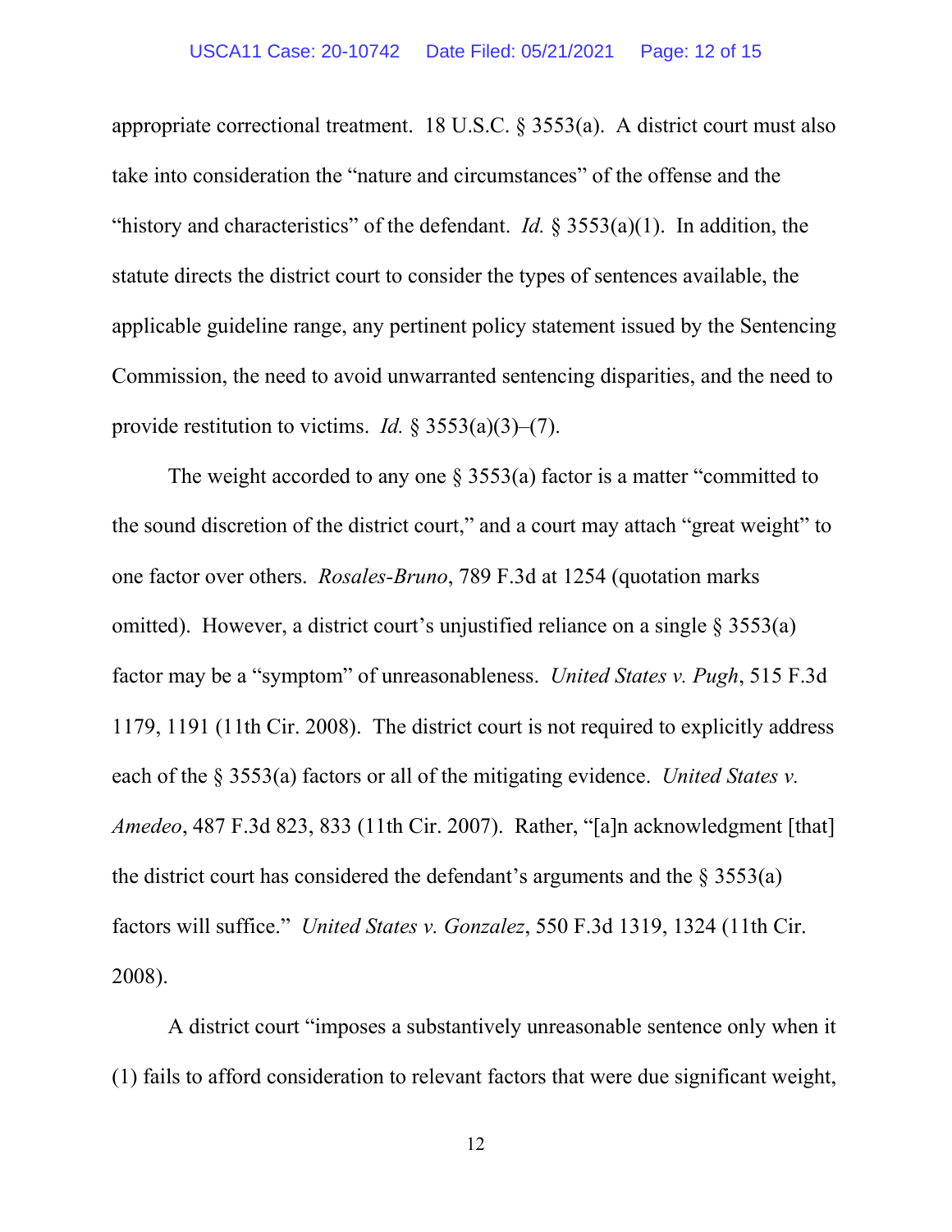appropriate correctional treatment. 18 U.S.C. § 3553(a). A district court must also take into consideration the "nature and circumstances" of the offense and the "history and characteristics" of the defendant. *Id.* § 3553(a)(1). In addition, the statute directs the district court to consider the types of sentences available, the applicable guideline range, any pertinent policy statement issued by the Sentencing Commission, the need to avoid unwarranted sentencing disparities, and the need to provide restitution to victims. *Id.* § 3553(a)(3)–(7).

The weight accorded to any one § 3553(a) factor is a matter "committed to the sound discretion of the district court," and a court may attach "great weight" to one factor over others. *Rosales-Bruno*, 789 F.3d at 1254 (quotation marks omitted). However, a district court's unjustified reliance on a single § 3553(a) factor may be a "symptom" of unreasonableness. *United States v. Pugh*, 515 F.3d 1179, 1191 (11th Cir. 2008). The district court is not required to explicitly address each of the § 3553(a) factors or all of the mitigating evidence. *United States v. Amedeo*, 487 F.3d 823, 833 (11th Cir. 2007). Rather, "[a]n acknowledgment [that] the district court has considered the defendant's arguments and the § 3553(a) factors will suffice." *United States v. Gonzalez*, 550 F.3d 1319, 1324 (11th Cir. 2008).

A district court "imposes a substantively unreasonable sentence only when it (1) fails to afford consideration to relevant factors that were due significant weight,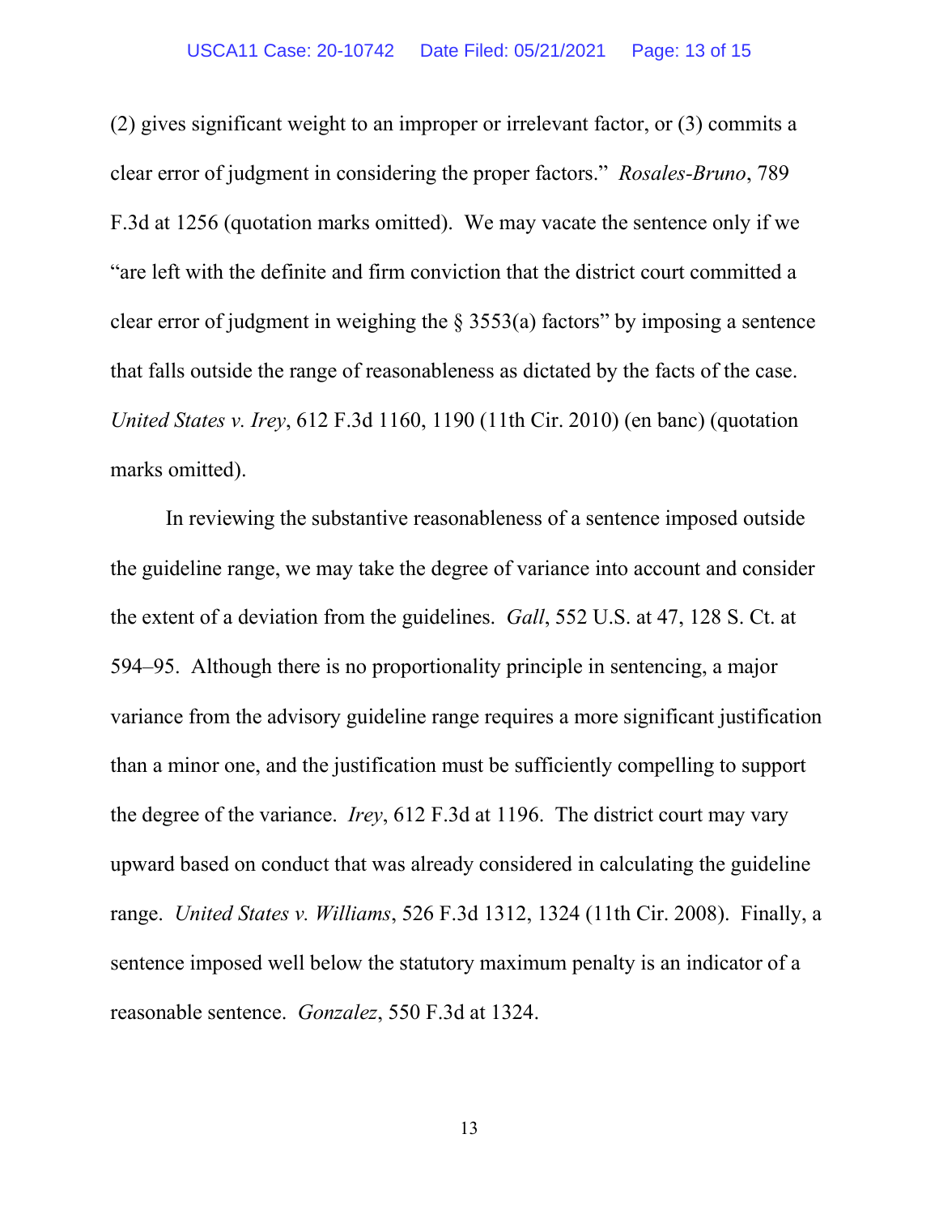(2) gives significant weight to an improper or irrelevant factor, or (3) commits a clear error of judgment in considering the proper factors." *Rosales-Bruno*, 789 F.3d at 1256 (quotation marks omitted). We may vacate the sentence only if we "are left with the definite and firm conviction that the district court committed a clear error of judgment in weighing the § 3553(a) factors" by imposing a sentence that falls outside the range of reasonableness as dictated by the facts of the case. *United States v. Irey*, 612 F.3d 1160, 1190 (11th Cir. 2010) (en banc) (quotation marks omitted).

In reviewing the substantive reasonableness of a sentence imposed outside the guideline range, we may take the degree of variance into account and consider the extent of a deviation from the guidelines. *Gall*, 552 U.S. at 47, 128 S. Ct. at 594–95. Although there is no proportionality principle in sentencing, a major variance from the advisory guideline range requires a more significant justification than a minor one, and the justification must be sufficiently compelling to support the degree of the variance. *Irey*, 612 F.3d at 1196. The district court may vary upward based on conduct that was already considered in calculating the guideline range. *United States v. Williams*, 526 F.3d 1312, 1324 (11th Cir. 2008). Finally, a sentence imposed well below the statutory maximum penalty is an indicator of a reasonable sentence. *Gonzalez*, 550 F.3d at 1324.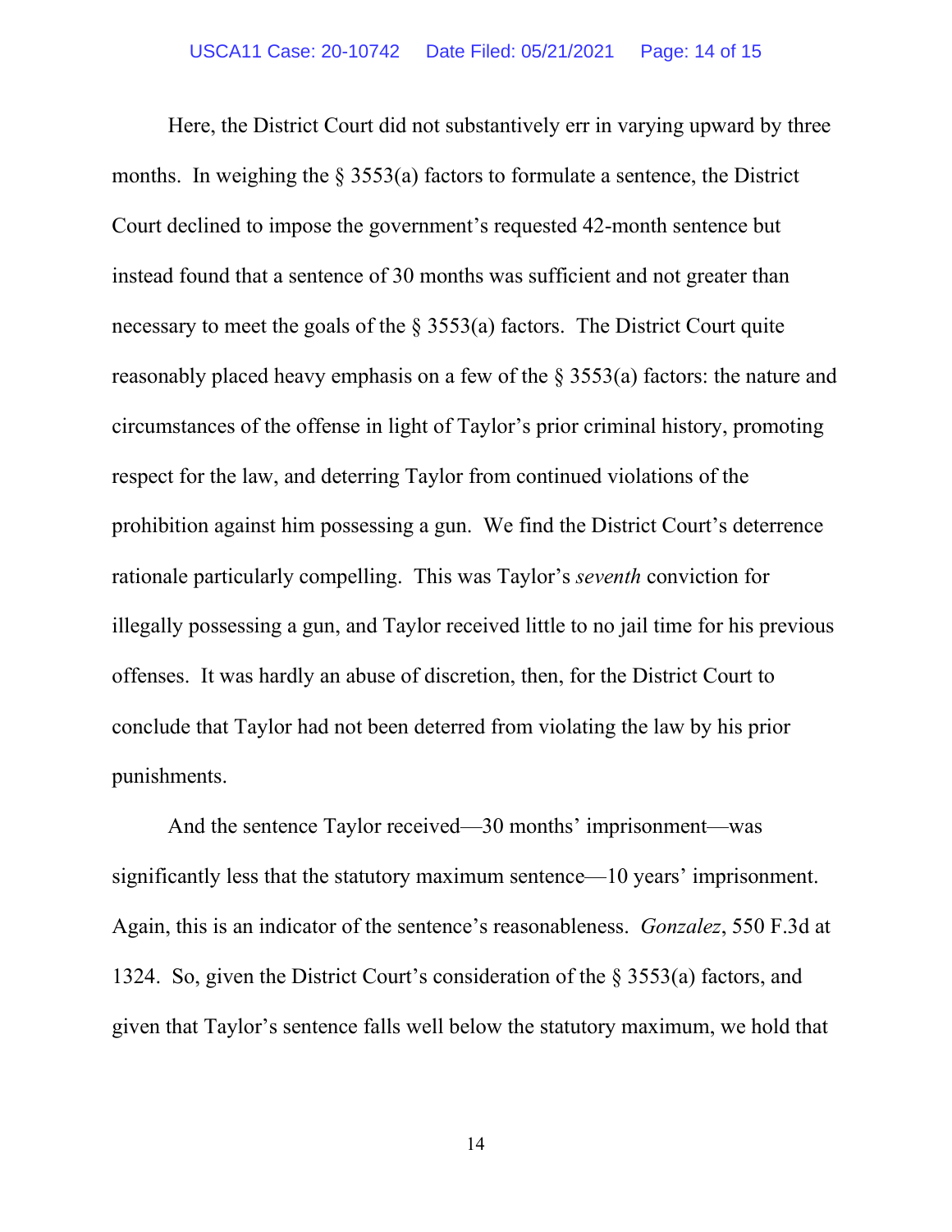Here, the District Court did not substantively err in varying upward by three months. In weighing the § 3553(a) factors to formulate a sentence, the District Court declined to impose the government's requested 42-month sentence but instead found that a sentence of 30 months was sufficient and not greater than necessary to meet the goals of the § 3553(a) factors. The District Court quite reasonably placed heavy emphasis on a few of the § 3553(a) factors: the nature and circumstances of the offense in light of Taylor's prior criminal history, promoting respect for the law, and deterring Taylor from continued violations of the prohibition against him possessing a gun. We find the District Court's deterrence rationale particularly compelling. This was Taylor's *seventh* conviction for illegally possessing a gun, and Taylor received little to no jail time for his previous offenses. It was hardly an abuse of discretion, then, for the District Court to conclude that Taylor had not been deterred from violating the law by his prior punishments.

And the sentence Taylor received—30 months' imprisonment—was significantly less that the statutory maximum sentence—10 years' imprisonment. Again, this is an indicator of the sentence's reasonableness. *Gonzalez*, 550 F.3d at 1324. So, given the District Court's consideration of the § 3553(a) factors, and given that Taylor's sentence falls well below the statutory maximum, we hold that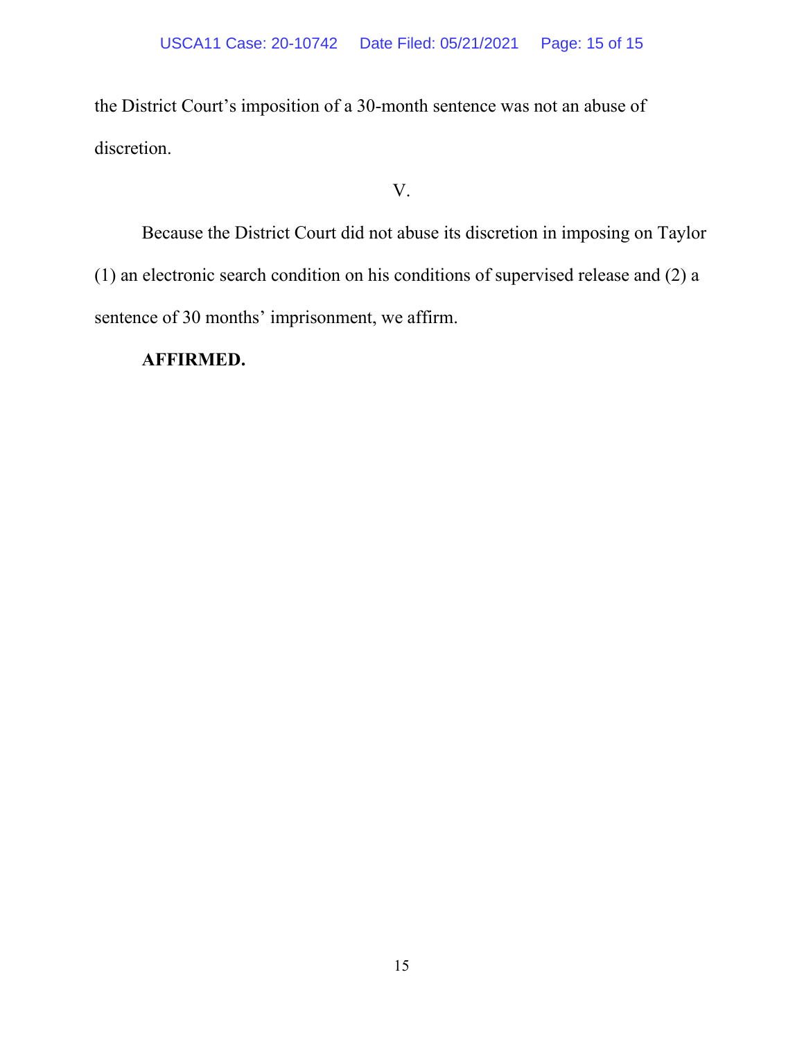the District Court's imposition of a 30-month sentence was not an abuse of discretion.

V.

Because the District Court did not abuse its discretion in imposing on Taylor (1) an electronic search condition on his conditions of supervised release and (2) a sentence of 30 months' imprisonment, we affirm.

**AFFIRMED.**